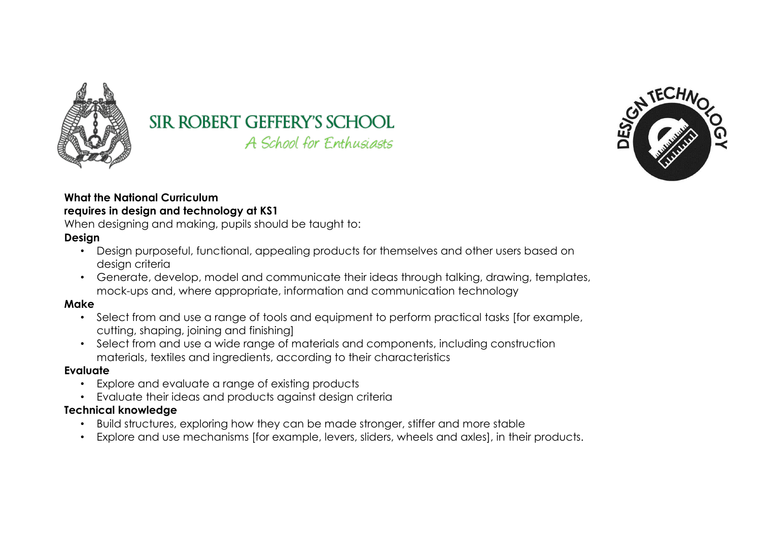SIR ROBERT GEFFERY'S SCHOOL

*A School for Enthusiasts*

DESIGN TECHNOLOGY

**What the National Curriculum requires in design and technology at KS1**

When designing and making, pupils should be taught to:

**Design**

- Design purposeful, functional, appealing products for themselves and other users based on design criteria
- Generate, develop, model and communicate their ideas through talking, drawing, templates, mock-ups and, where appropriate, information and communication technology

**Make**

- Select from and use a range of tools and equipment to perform practical tasks [for example, cutting, shaping, joining and finishing]
- Select from and use a wide range of materials and components, including construction materials, textiles and ingredients, according to their characteristics

**Evaluate**

- Explore and evaluate a range of existing products
- Evaluate their ideas and products against design criteria

**Technical knowledge**

- Build structures, exploring how they can be made stronger, stiffer and more stable
- Explore and use mechanisms [for example, levers, sliders, wheels and axles], in their products.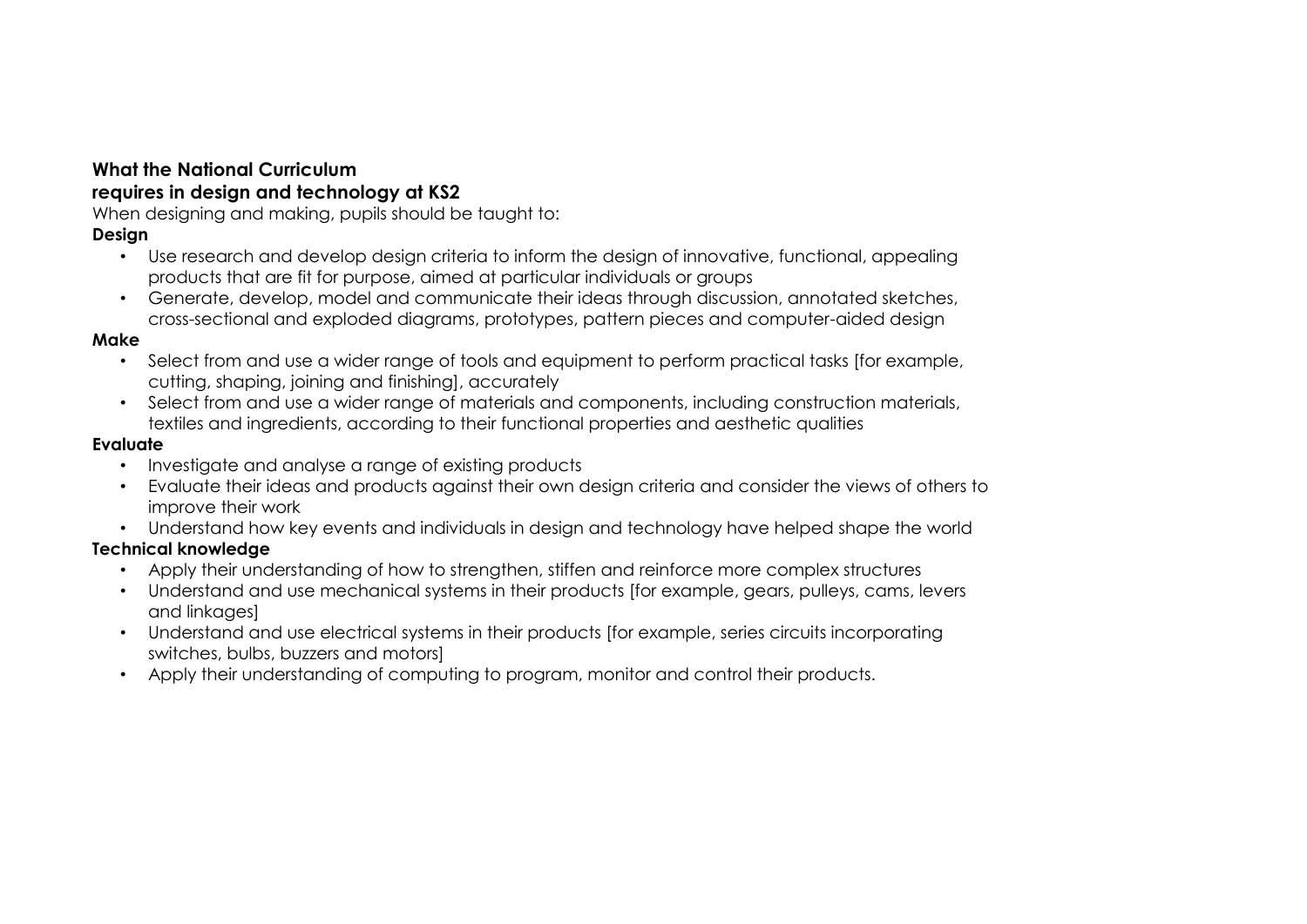**What the National Curriculum requires in design and technology at KS2**

When designing and making, pupils should be taught to:

**Design**

- Use research and develop design criteria to inform the design of innovative, functional, appealing products that are fit for purpose, aimed at particular individuals or groups
- Generate, develop, model and communicate their ideas through discussion, annotated sketches, cross-sectional and exploded diagrams, prototypes, pattern pieces and computer-aided design

**Make**

- Select from and use a wider range of tools and equipment to perform practical tasks [for example, cutting, shaping, joining and finishing], accurately
- Select from and use a wider range of materials and components, including construction materials, textiles and ingredients, according to their functional properties and aesthetic qualities

**Evaluate**

- Investigate and analyse a range of existing products
- Evaluate their ideas and products against their own design criteria and consider the views of others to improve their work
- Understand how key events and individuals in design and technology have helped shape the world

**Technical knowledge**

- Apply their understanding of how to strengthen, stiffen and reinforce more complex structures
- Understand and use mechanical systems in their products [for example, gears, pulleys, cams, levers and linkages]
- Understand and use electrical systems in their products [for example, series circuits incorporating switches, bulbs, buzzers and motors]
- Apply their understanding of computing to program, monitor and control their products.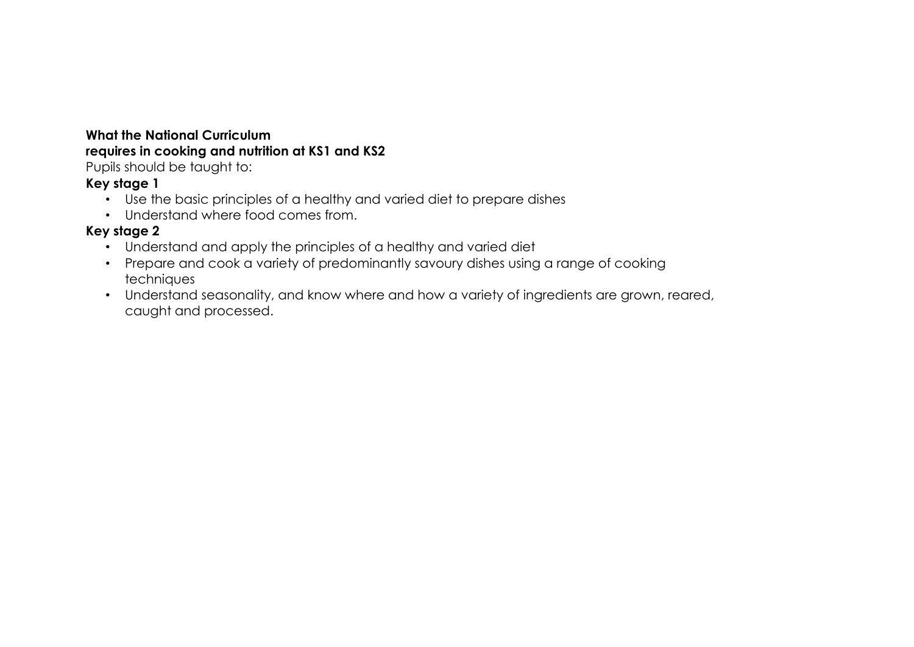**What the National Curriculum requires in cooking and nutrition at KS1 and KS2**

Pupils should be taught to:

**Key stage 1**

- Use the basic principles of a healthy and varied diet to prepare dishes
- Understand where food comes from.

**Key stage 2**

- Understand and apply the principles of a healthy and varied diet
- Prepare and cook a variety of predominantly savoury dishes using a range of cooking techniques
- Understand seasonality, and know where and how a variety of ingredients are grown, reared, caught and processed.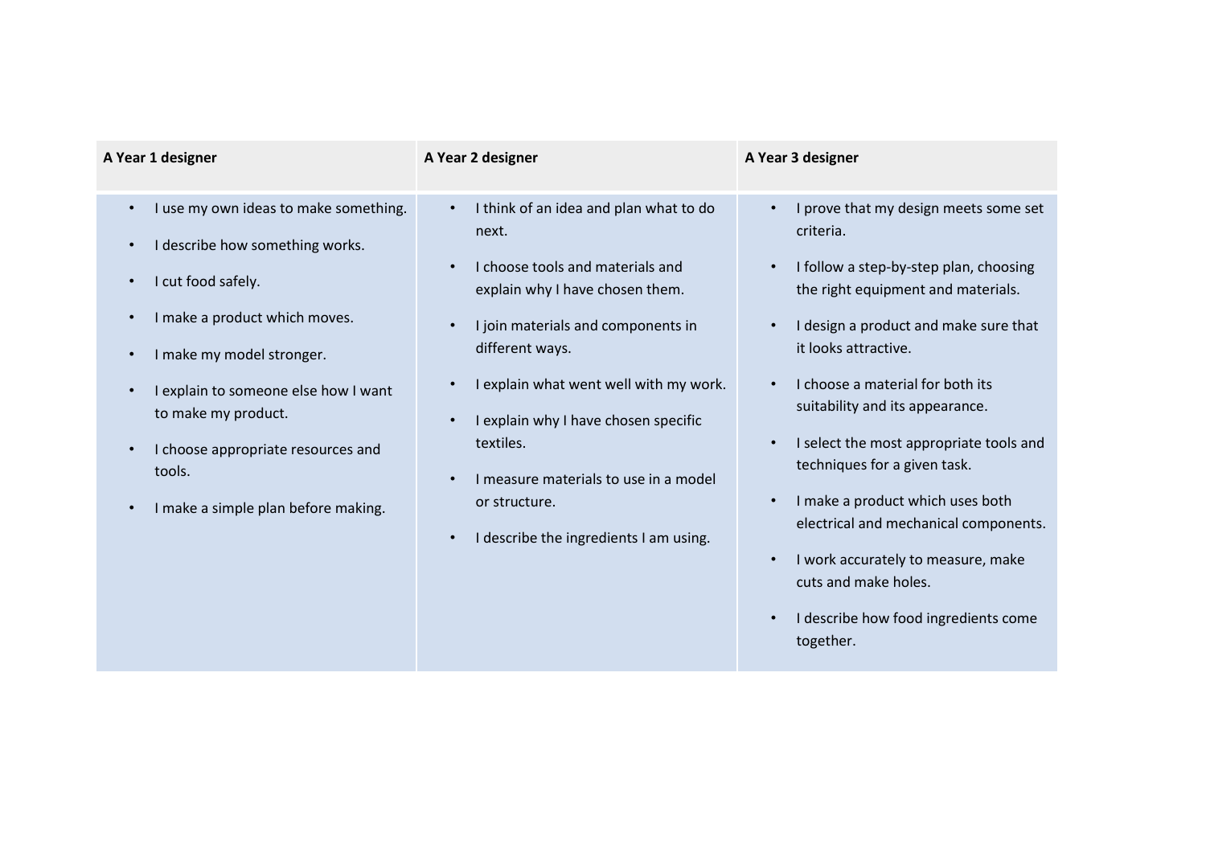| A Year 1 designer | A Year 2 designer | A Year 3 designer |
| --- | --- | --- |
| • I use my own ideas to make something.<br>• I describe how something works.<br>• I cut food safely.<br>• I make a product which moves.<br>• I make my model stronger.<br>• I explain to someone else how I want to make my product.<br>• I choose appropriate resources and tools.<br>• I make a simple plan before making. | • I think of an idea and plan what to do next.<br>• I choose tools and materials and explain why I have chosen them.<br>• I join materials and components in different ways.<br>• I explain what went well with my work.<br>• I explain why I have chosen specific textiles.<br>• I measure materials to use in a model or structure.<br>• I describe the ingredients I am using. | • I prove that my design meets some set criteria.<br>• I follow a step-by-step plan, choosing the right equipment and materials.<br>• I design a product and make sure that it looks attractive.<br>• I choose a material for both its suitability and its appearance.<br>• I select the most appropriate tools and techniques for a given task.<br>• I make a product which uses both electrical and mechanical components.<br>• I work accurately to measure, make cuts and make holes.<br>• I describe how food ingredients come together. |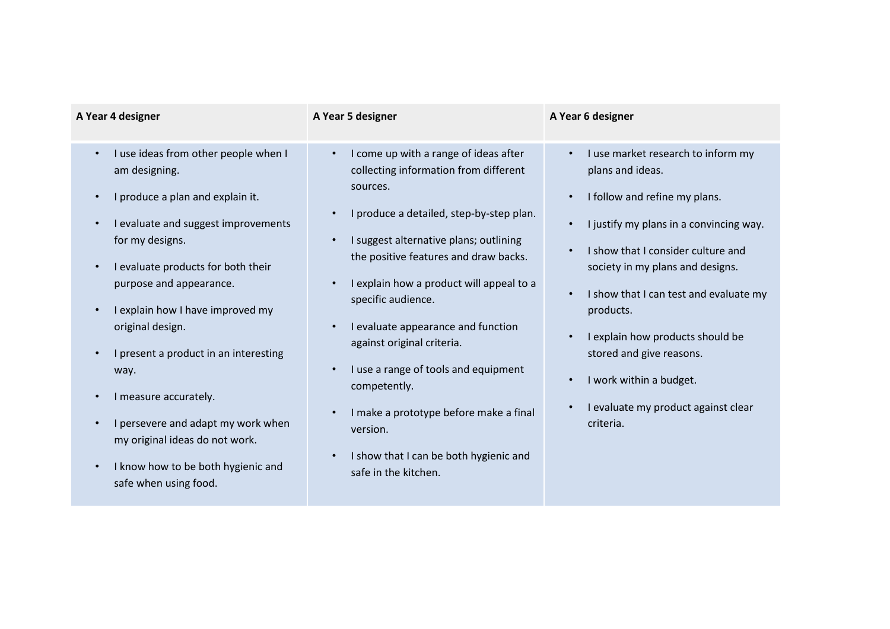| A Year 4 designer | A Year 5 designer | A Year 6 designer |
|---|---|---|
| • I use ideas from other people when I am designing.<br>• I produce a plan and explain it.<br>• I evaluate and suggest improvements for my designs.<br>• I evaluate products for both their purpose and appearance.<br>• I explain how I have improved my original design.<br>• I present a product in an interesting way.<br>• I measure accurately.<br>• I persevere and adapt my work when my original ideas do not work.<br>• I know how to be both hygienic and safe when using food. | • I come up with a range of ideas after collecting information from different sources.<br>• I produce a detailed, step-by-step plan.<br>• I suggest alternative plans; outlining the positive features and draw backs.<br>• I explain how a product will appeal to a specific audience.<br>• I evaluate appearance and function against original criteria.<br>• I use a range of tools and equipment competently.<br>• I make a prototype before make a final version.<br>• I show that I can be both hygienic and safe in the kitchen. | • I use market research to inform my plans and ideas.<br>• I follow and refine my plans.<br>• I justify my plans in a convincing way.<br>• I show that I consider culture and society in my plans and designs.<br>• I show that I can test and evaluate my products.<br>• I explain how products should be stored and give reasons.<br>• I work within a budget.<br>• I evaluate my product against clear criteria. |